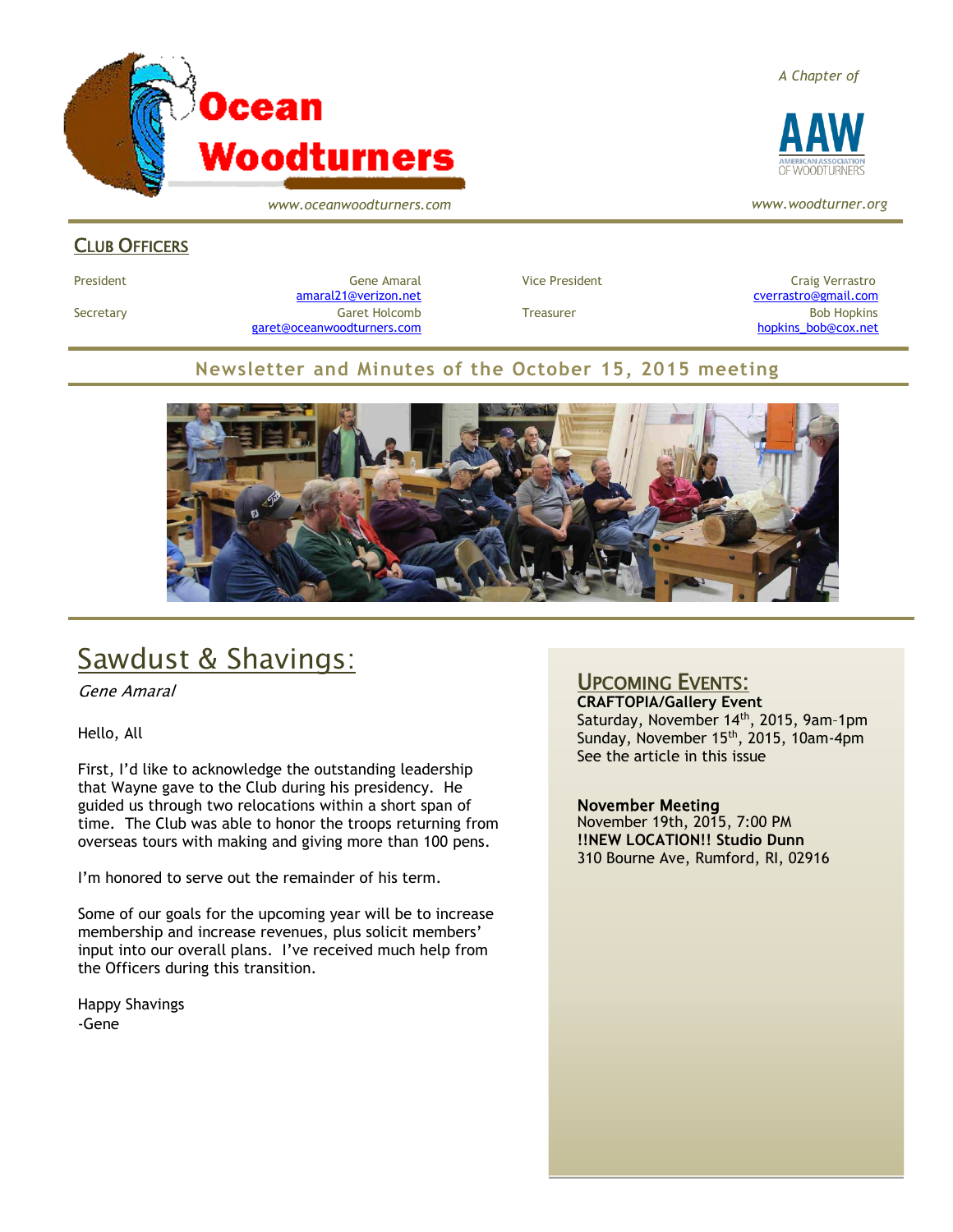# Ocean Woodturners

*www.oceanwoodturners.com*

*A Chapter of*

AAW
AMERICAN ASSOCIATION OF WOODTURNERS

*www.woodturner.org*

## Club Officers

| | | | |
|---|---|---|---|
| President | Gene Amaral amaral21@verizon.net | Vice President | Craig Verrastro cverrastro@gmail.com |
| Secretary | Garet Holcomb garet@oceanwoodturners.com | Treasurer | Bob Hopkins hopkins_bob@cox.net |

## Newsletter and Minutes of the October 15, 2015 meeting

# Sawdust & Shavings:

*Gene Amaral*

Hello, All

First, I'd like to acknowledge the outstanding leadership that Wayne gave to the Club during his presidency. He guided us through two relocations within a short span of time. The Club was able to honor the troops returning from overseas tours with making and giving more than 100 pens.

I'm honored to serve out the remainder of his term.

Some of our goals for the upcoming year will be to increase membership and increase revenues, plus solicit members' input into our overall plans. I've received much help from the Officers during this transition.

Happy Shavings
-Gene

## Upcoming Events:

**CRAFTOPIA/Gallery Event**
Saturday, November 14th, 2015, 9am–1pm
Sunday, November 15th, 2015, 10am-4pm
See the article in this issue

**November Meeting**
November 19th, 2015, 7:00 PM
**!!NEW LOCATION!! Studio Dunn**
310 Bourne Ave, Rumford, RI, 02916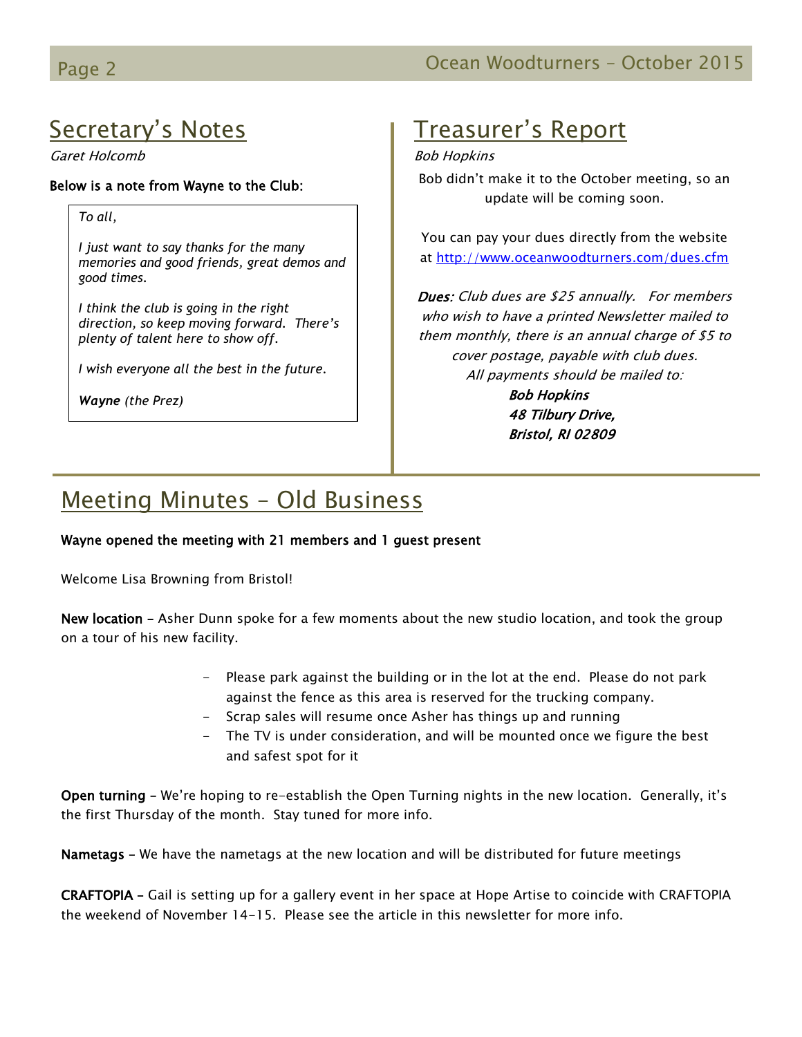## Secretary's Notes

*Garet Holcomb*

**Below is a note from Wayne to the Club:**

> *To all,*
>
> *I just want to say thanks for the many memories and good friends, great demos and good times.*
>
> *I think the club is going in the right direction, so keep moving forward. There's plenty of talent here to show off.*
>
> *I wish everyone all the best in the future.*
>
> ***Wayne*** *(the Prez)*

## Treasurer's Report

*Bob Hopkins*

Bob didn't make it to the October meeting, so an update will be coming soon.

You can pay your dues directly from the website at http://www.oceanwoodturners.com/dues.cfm

**Dues**: *Club dues are $25 annually. For members who wish to have a printed Newsletter mailed to them monthly, there is an annual charge of $5 to cover postage, payable with club dues.*

*All payments should be mailed to:*

***Bob Hopkins***
***48 Tilbury Drive,***
***Bristol, RI 02809***

## Meeting Minutes – Old Business

**Wayne opened the meeting with 21 members and 1 guest present**

Welcome Lisa Browning from Bristol!

**New location –** Asher Dunn spoke for a few moments about the new studio location, and took the group on a tour of his new facility.

- Please park against the building or in the lot at the end. Please do not park against the fence as this area is reserved for the trucking company.
- Scrap sales will resume once Asher has things up and running
- The TV is under consideration, and will be mounted once we figure the best and safest spot for it

**Open turning –** We're hoping to re-establish the Open Turning nights in the new location. Generally, it's the first Thursday of the month. Stay tuned for more info.

**Nametags –** We have the nametags at the new location and will be distributed for future meetings

**CRAFTOPIA –** Gail is setting up for a gallery event in her space at Hope Artise to coincide with CRAFTOPIA the weekend of November 14-15. Please see the article in this newsletter for more info.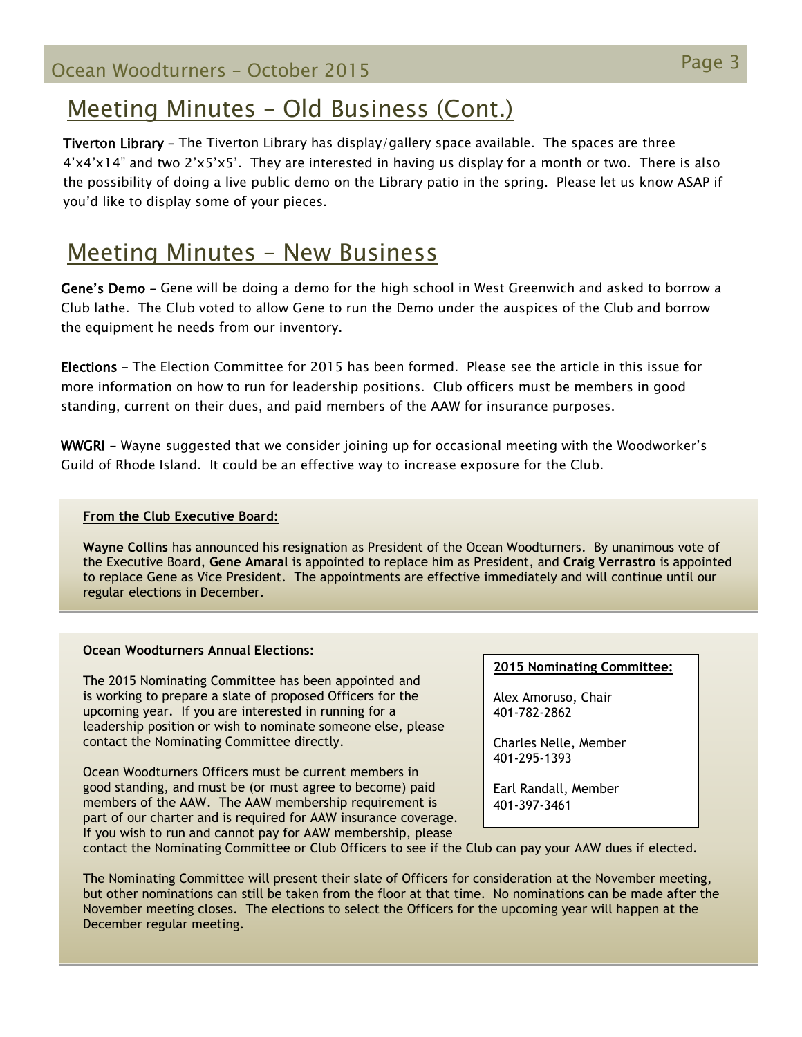## Meeting Minutes – Old Business (Cont.)

**Tiverton Library** – The Tiverton Library has display/gallery space available. The spaces are three 4'x4'x14" and two 2'x5'x5'. They are interested in having us display for a month or two. There is also the possibility of doing a live public demo on the Library patio in the spring. Please let us know ASAP if you'd like to display some of your pieces.

## Meeting Minutes – New Business

**Gene's Demo** – Gene will be doing a demo for the high school in West Greenwich and asked to borrow a Club lathe. The Club voted to allow Gene to run the Demo under the auspices of the Club and borrow the equipment he needs from our inventory.

**Elections** – The Election Committee for 2015 has been formed. Please see the article in this issue for more information on how to run for leadership positions. Club officers must be members in good standing, current on their dues, and paid members of the AAW for insurance purposes.

**WWGRI** – Wayne suggested that we consider joining up for occasional meeting with the Woodworker's Guild of Rhode Island. It could be an effective way to increase exposure for the Club.

**From the Club Executive Board:**

**Wayne Collins** has announced his resignation as President of the Ocean Woodturners. By unanimous vote of the Executive Board, **Gene Amaral** is appointed to replace him as President, and **Craig Verrastro** is appointed to replace Gene as Vice President. The appointments are effective immediately and will continue until our regular elections in December.

**Ocean Woodturners Annual Elections:**

The 2015 Nominating Committee has been appointed and is working to prepare a slate of proposed Officers for the upcoming year. If you are interested in running for a leadership position or wish to nominate someone else, please contact the Nominating Committee directly.

Ocean Woodturners Officers must be current members in good standing, and must be (or must agree to become) paid members of the AAW. The AAW membership requirement is part of our charter and is required for AAW insurance coverage. If you wish to run and cannot pay for AAW membership, please contact the Nominating Committee or Club Officers to see if the Club can pay your AAW dues if elected.

The Nominating Committee will present their slate of Officers for consideration at the November meeting, but other nominations can still be taken from the floor at that time. No nominations can be made after the November meeting closes. The elections to select the Officers for the upcoming year will happen at the December regular meeting.

**2015 Nominating Committee:**

Alex Amoruso, Chair
401-782-2862

Charles Nelle, Member
401-295-1393

Earl Randall, Member
401-397-3461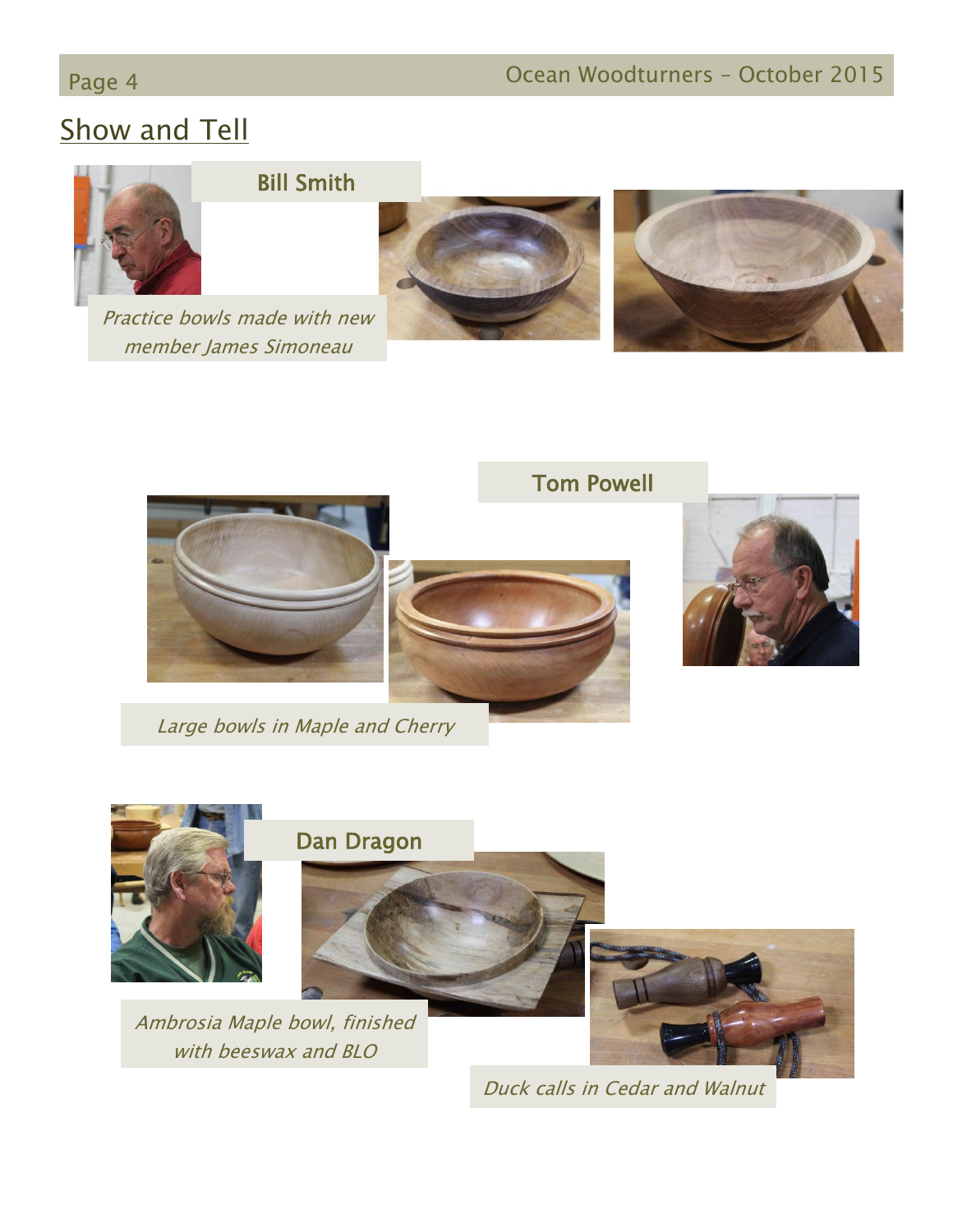## Show and Tell

### Bill Smith

*Practice bowls made with new member James Simoneau*

### Tom Powell

*Large bowls in Maple and Cherry*

### Dan Dragon

*Ambrosia Maple bowl, finished with beeswax and BLO*

*Duck calls in Cedar and Walnut*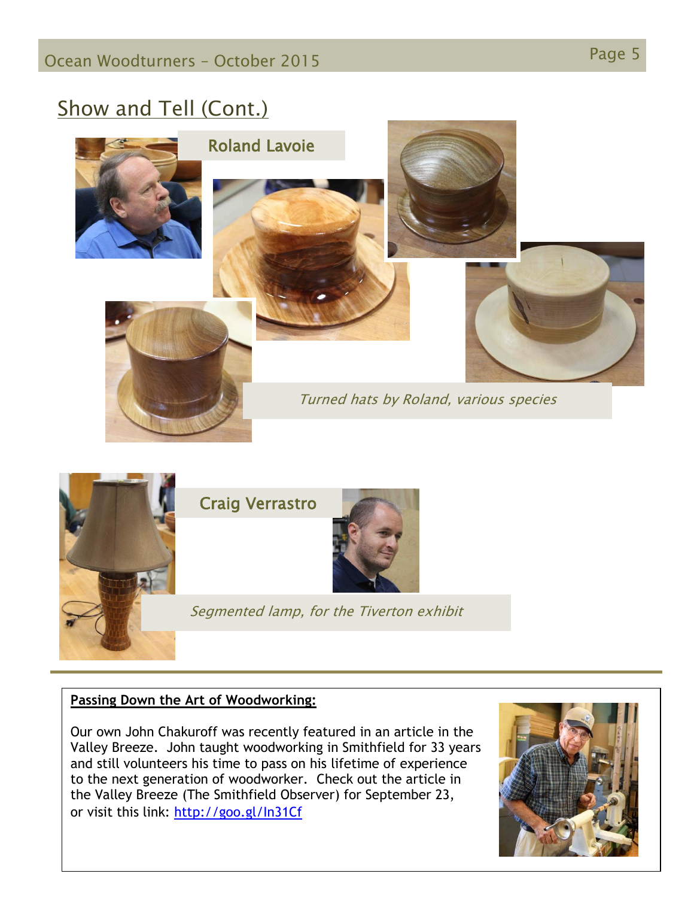## Show and Tell (Cont.)

### Roland Lavoie

*Turned hats by Roland, various species*

### Craig Verrastro

*Segmented lamp, for the Tiverton exhibit*

---

**Passing Down the Art of Woodworking:**

Our own John Chakuroff was recently featured in an article in the Valley Breeze. John taught woodworking in Smithfield for 33 years and still volunteers his time to pass on his lifetime of experience to the next generation of woodworker. Check out the article in the Valley Breeze (The Smithfield Observer) for September 23, or visit this link: http://goo.gl/In31Cf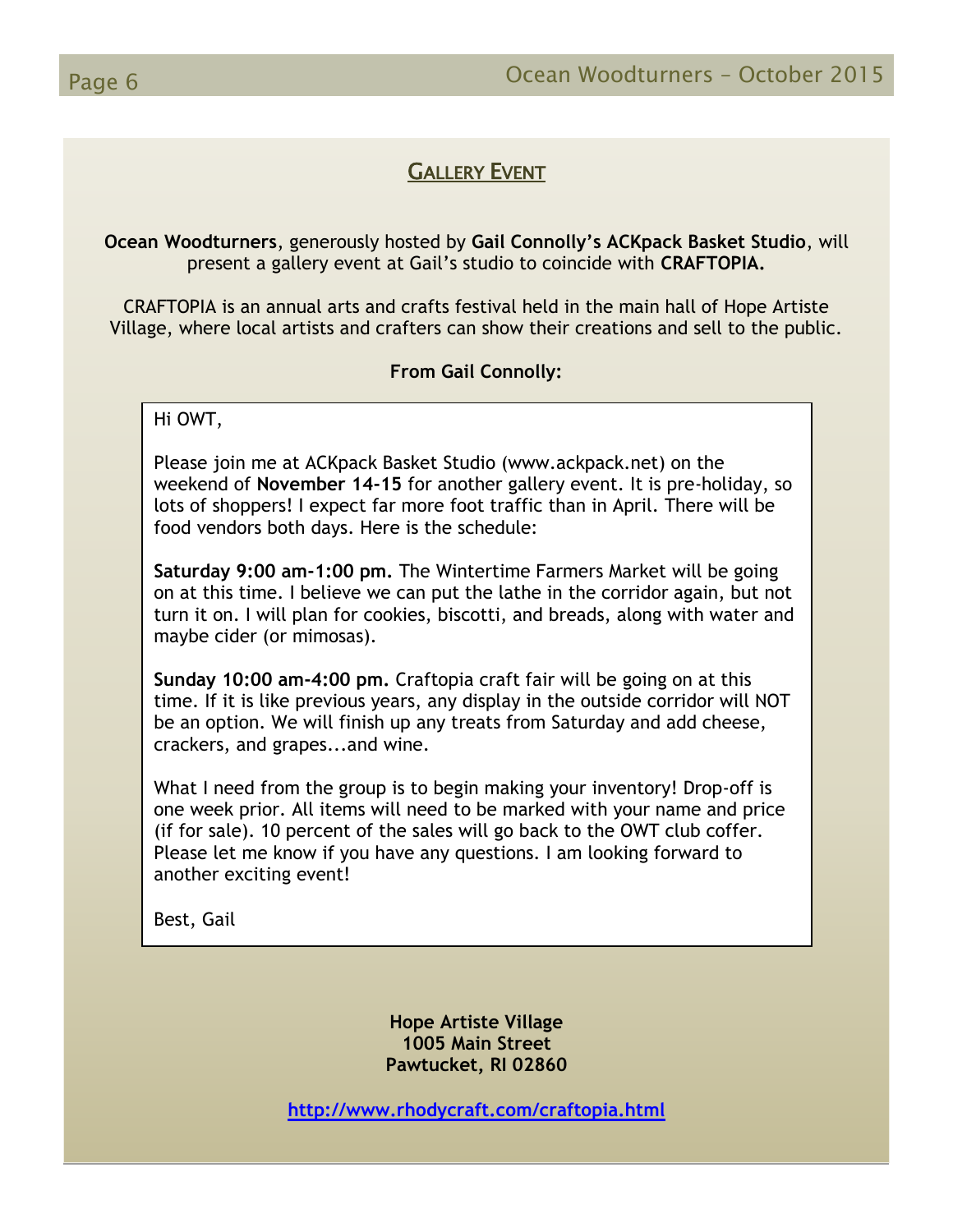## GALLERY EVENT

**Ocean Woodturners**, generously hosted by **Gail Connolly's ACKpack Basket Studio**, will present a gallery event at Gail's studio to coincide with **CRAFTOPIA.**

CRAFTOPIA is an annual arts and crafts festival held in the main hall of Hope Artiste Village, where local artists and crafters can show their creations and sell to the public.

**From Gail Connolly:**

Hi OWT,

Please join me at ACKpack Basket Studio (www.ackpack.net) on the weekend of **November 14-15** for another gallery event. It is pre-holiday, so lots of shoppers! I expect far more foot traffic than in April. There will be food vendors both days. Here is the schedule:

**Saturday 9:00 am-1:00 pm.** The Wintertime Farmers Market will be going on at this time. I believe we can put the lathe in the corridor again, but not turn it on. I will plan for cookies, biscotti, and breads, along with water and maybe cider (or mimosas).

**Sunday 10:00 am-4:00 pm.** Craftopia craft fair will be going on at this time. If it is like previous years, any display in the outside corridor will NOT be an option. We will finish up any treats from Saturday and add cheese, crackers, and grapes...and wine.

What I need from the group is to begin making your inventory! Drop-off is one week prior. All items will need to be marked with your name and price (if for sale). 10 percent of the sales will go back to the OWT club coffer. Please let me know if you have any questions. I am looking forward to another exciting event!

Best, Gail

**Hope Artiste Village**
**1005 Main Street**
**Pawtucket, RI 02860**

**http://www.rhodycraft.com/craftopia.html**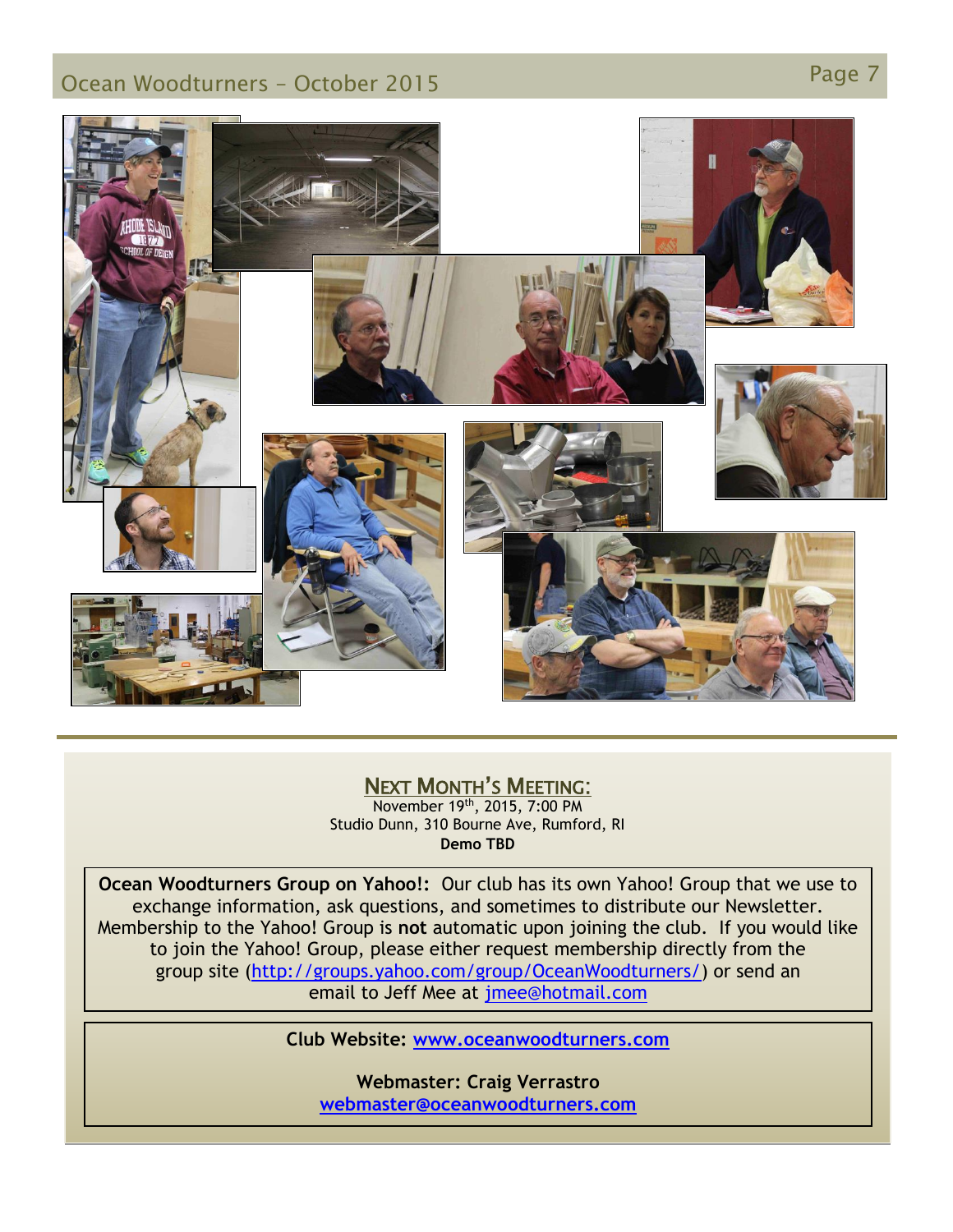## Next Month's Meeting:

November 19th, 2015, 7:00 PM
Studio Dunn, 310 Bourne Ave, Rumford, RI
**Demo TBD**

**Ocean Woodturners Group on Yahoo!:** Our club has its own Yahoo! Group that we use to exchange information, ask questions, and sometimes to distribute our Newsletter. Membership to the Yahoo! Group is **not** automatic upon joining the club. If you would like to join the Yahoo! Group, please either request membership directly from the group site (http://groups.yahoo.com/group/OceanWoodturners/) or send an email to Jeff Mee at jmee@hotmail.com

**Club Website: www.oceanwoodturners.com**

**Webmaster: Craig Verrastro**
**webmaster@oceanwoodturners.com**